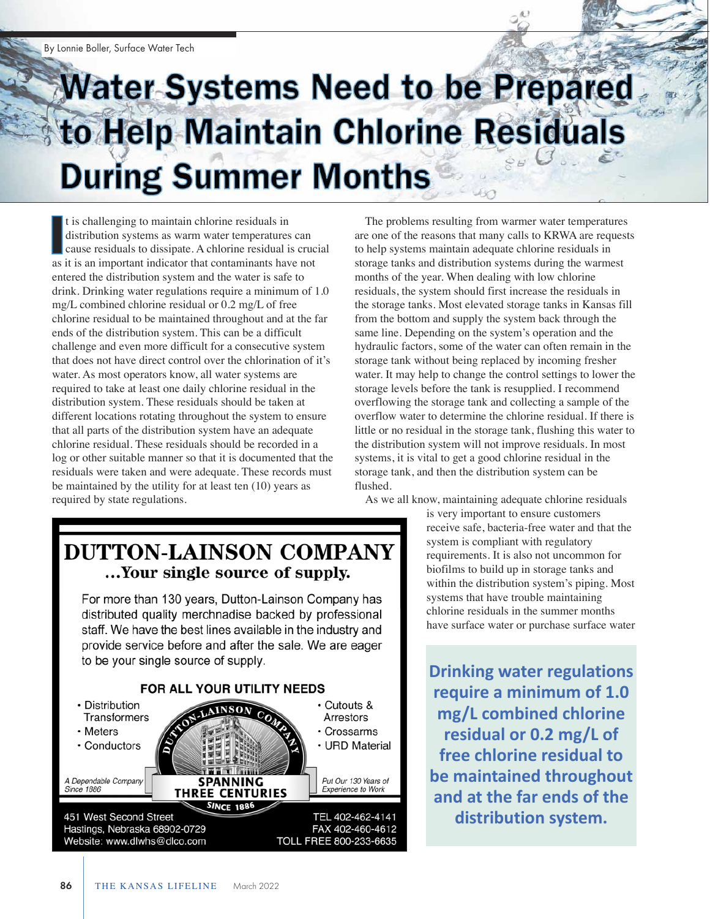By Lonnie Boller, Surface Water Tech

# Water Systems Need to be Prepared to Help Maintain Chlorine Residuals During Summer Months

It is challenging to maintain chlorine residuals in distribution systems as warm water temperatures can cause residuals to dissipate. A chlorine residual is crucial as it is an important indicator that contaminants have not entered the distribution system and the water is safe to drink. Drinking water regulations require a minimum of 1.0 mg/L combined chlorine residual or 0.2 mg/L of free chlorine residual to be maintained throughout and at the far ends of the distribution system. This can be a difficult challenge and even more difficult for a consecutive system that does not have direct control over the chlorination of it's water. As most operators know, all water systems are required to take at least one daily chlorine residual in the distribution system. These residuals should be taken at different locations rotating throughout the system to ensure that all parts of the distribution system have an adequate chlorine residual. These residuals should be recorded in a log or other suitable manner so that it is documented that the residuals were taken and were adequate. These records must be maintained by the utility for at least ten (10) years as required by state regulations.

The problems resulting from warmer water temperatures are one of the reasons that many calls to KRWA are requests to help systems maintain adequate chlorine residuals in storage tanks and distribution systems during the warmest months of the year. When dealing with low chlorine residuals, the system should first increase the residuals in the storage tanks. Most elevated storage tanks in Kansas fill from the bottom and supply the system back through the same line. Depending on the system's operation and the hydraulic factors, some of the water can often remain in the storage tank without being replaced by incoming fresher water. It may help to change the control settings to lower the storage levels before the tank is resupplied. I recommend overflowing the storage tank and collecting a sample of the overflow water to determine the chlorine residual. If there is little or no residual in the storage tank, flushing this water to the distribution system will not improve residuals. In most systems, it is vital to get a good chlorine residual in the storage tank, and then the distribution system can be flushed.

As we all know, maintaining adequate chlorine residuals is very important to ensure customers receive safe, bacteria-free water and that the system is compliant with regulatory requirements. It is also not uncommon for biofilms to build up in storage tanks and within the distribution system's piping. Most systems that have trouble maintaining chlorine residuals in the summer months have surface water or purchase surface water

> **Drinking water regulations require a minimum of 1.0 mg/L combined chlorine residual or 0.2 mg/L of free chlorine residual to be maintained throughout and at the far ends of the distribution system.**

---

**DUTTON-LAINSON COMPANY**
***...Your single source of supply.***

For more than 130 years, Dutton-Lainson Company has distributed quality merchandise backed by professional staff. We have the best lines available in the industry and provide service before and after the sale. We are eager to be your single source of supply.

**FOR ALL YOUR UTILITY NEEDS**

- Distribution Transformers
- Meters
- Conductors
- Cutouts & Arrestors
- Crossarms
- URD Material

DUTTON-LAINSON COMPANY — SPANNING THREE CENTURIES — SINCE 1886

*A Dependable Company Since 1886*

*Put Our 130 Years of Experience to Work*

451 West Second Street
Hastings, Nebraska 68902-0729
Website: www.dlwhs@dlco.com

TEL 402-462-4141
FAX 402-460-4612
TOLL FREE 800-233-6635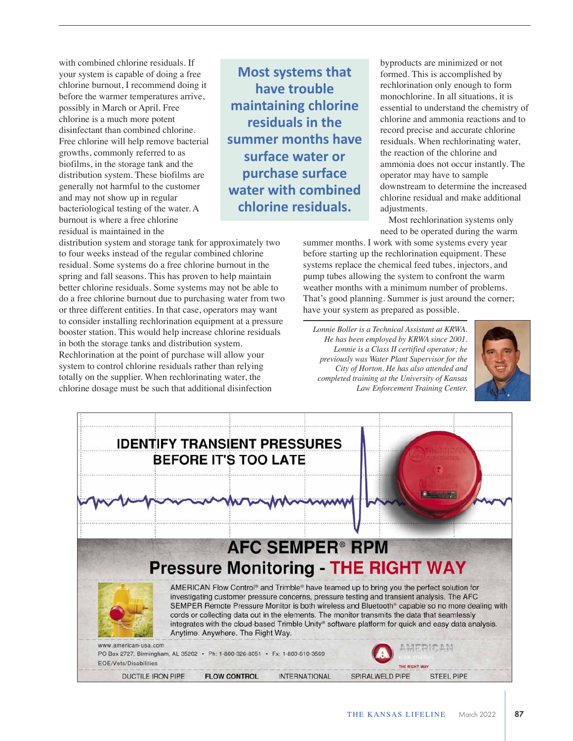with combined chlorine residuals. If your system is capable of doing a free chlorine burnout, I recommend doing it before the warmer temperatures arrive, possibly in March or April. Free chlorine is a much more potent disinfectant than combined chlorine. Free chlorine will help remove bacterial growths, commonly referred to as biofilms, in the storage tank and the distribution system. These biofilms are generally not harmful to the customer and may not show up in regular bacteriological testing of the water. A burnout is where a free chlorine residual is maintained in the distribution system and storage tank for approximately two to four weeks instead of the regular combined chlorine residual. Some systems do a free chlorine burnout in the spring and fall seasons. This has proven to help maintain better chlorine residuals. Some systems may not be able to do a free chlorine burnout due to purchasing water from two or three different entities. In that case, operators may want to consider installing rechlorination equipment at a pressure booster station. This would help increase chlorine residuals in both the storage tanks and distribution system. Rechlorination at the point of purchase will allow your system to control chlorine residuals rather than relying totally on the supplier. When rechlorinating water, the chlorine dosage must be such that additional disinfection byproducts are minimized or not formed. This is accomplished by rechlorination only enough to form monochlorine. In all situations, it is essential to understand the chemistry of chlorine and ammonia reactions and to record precise and accurate chlorine residuals. When rechlorinating water, the reaction of the chlorine and ammonia does not occur instantly. The operator may have to sample downstream to determine the increased chlorine residual and make additional adjustments.

**Most systems that have trouble maintaining chlorine residuals in the summer months have surface water or purchase surface water with combined chlorine residuals.**

Most rechlorination systems only need to be operated during the warm summer months. I work with some systems every year before starting up the rechlorination equipment. These systems replace the chemical feed tubes, injectors, and pump tubes allowing the system to confront the warm weather months with a minimum number of problems. That's good planning. Summer is just around the corner; have your system as prepared as possible.

*Lonnie Boller is a Technical Assistant at KRWA. He has been employed by KRWA since 2001. Lonnie is a Class II certified operator; he previously was Water Plant Supervisor for the City of Horton. He has also attended and completed training at the University of Kansas Law Enforcement Training Center.*

IDENTIFY TRANSIENT PRESSURES BEFORE IT'S TOO LATE

AFC SEMPER® RPM

Pressure Monitoring - THE RIGHT WAY

AMERICAN Flow Control® and Trimble® have teamed up to bring you the perfect solution for investigating customer pressure concerns, pressure testing and transient analysis. The AFC SEMPER Remote Pressure Monitor is both wireless and Bluetooth® capable so no more dealing with cords or collecting data out in the elements. The monitor transmits the data that seamlessly integrates with the cloud-based Trimble Unity® software platform for quick and easy data analysis. Anytime. Anywhere. The Right Way.

www.american-usa.com
PO Box 2727, Birmingham, AL 35202 • Ph: 1-800-326-8051 • Fx: 1-800-610-3569
EOE/Vets/Disabilities

AMERICAN FLOW CONTROL — THE RIGHT WAY

DUCTILE IRON PIPE | FLOW CONTROL | INTERNATIONAL | SPIRALWELD PIPE | STEEL PIPE